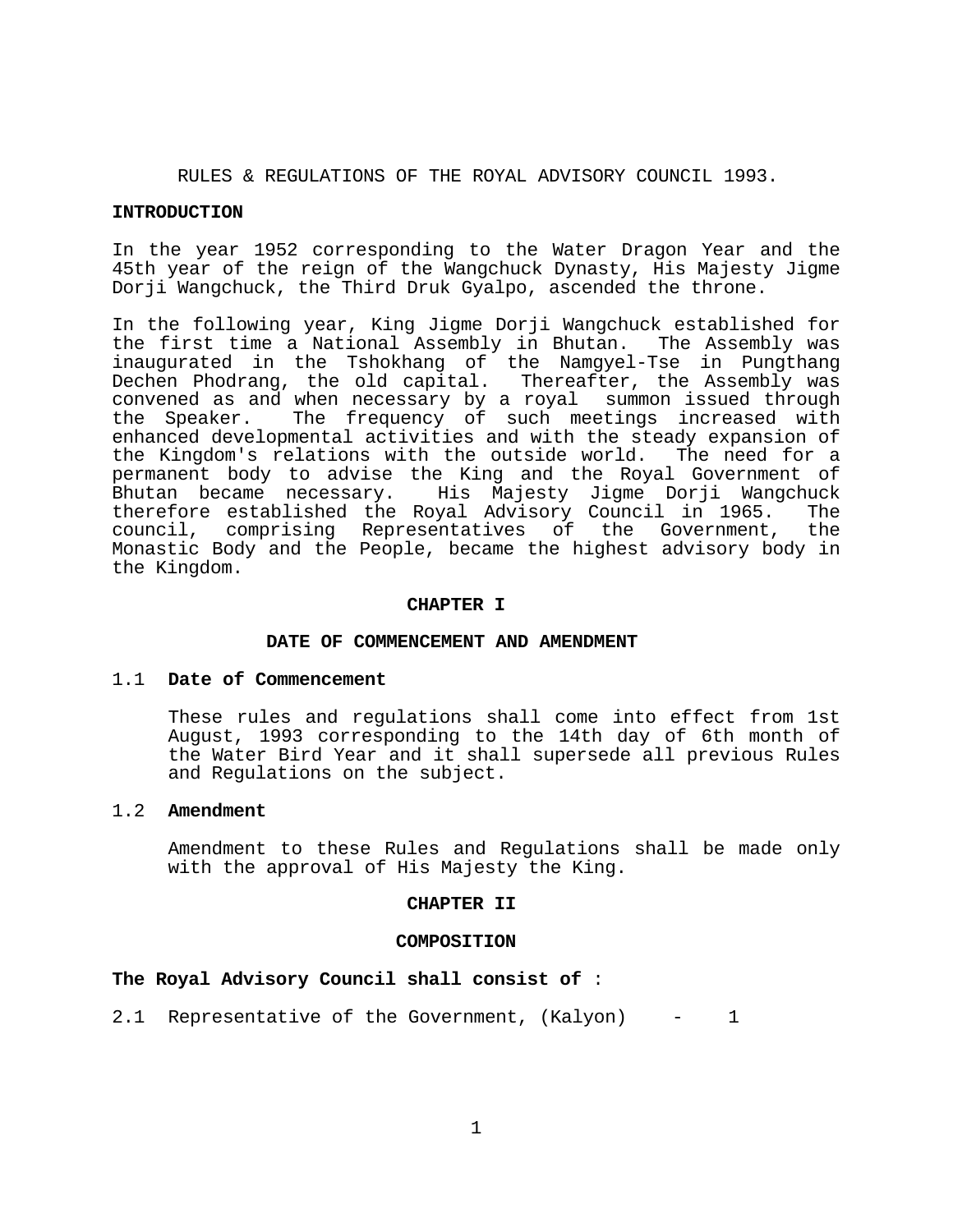# RULES & REGULATIONS OF THE ROYAL ADVISORY COUNCIL 1993.

## INTRODUCTION

In the year 1952 corresponding to the Water Dragon Year and the 45th year of the reign of the Wangchuck Dynasty, His Majesty Jigme Dorji Wangchuck, the Third Druk Gyalpo, ascended the throne.

In the following year, King Jigme Dorji Wangchuck established for the first time a National Assembly in Bhutan. The Assembly was inaugurated in the Tshokhang of the Namgyel-Tse in Pungthang Dechen Phodrang, the old capital. Thereafter, the Assembly was convened as and when necessary by a royal summon issued through the Speaker. The frequency of such meetings increased with enhanced developmental activities and with the steady expansion of the Kingdom's relations with the outside world. The need for a permanent body to advise the King and the Royal Government of Bhutan became necessary. His Majesty Jigme Dorji Wangchuck therefore established the Royal Advisory Council in 1965. The council, comprising Representatives of the Government, the Monastic Body and the People, became the highest advisory body in the Kingdom.

## CHAPTER I

## DATE OF COMMENCEMENT AND AMENDMENT

1.1 **Date of Commencement**

These rules and regulations shall come into effect from 1st August, 1993 corresponding to the 14th day of 6th month of the Water Bird Year and it shall supersede all previous Rules and Regulations on the subject.

1.2 **Amendment**

Amendment to these Rules and Regulations shall be made only with the approval of His Majesty the King.

## CHAPTER II

## COMPOSITION

**The Royal Advisory Council shall consist of** :

2.1 Representative of the Government, (Kalyon) - 1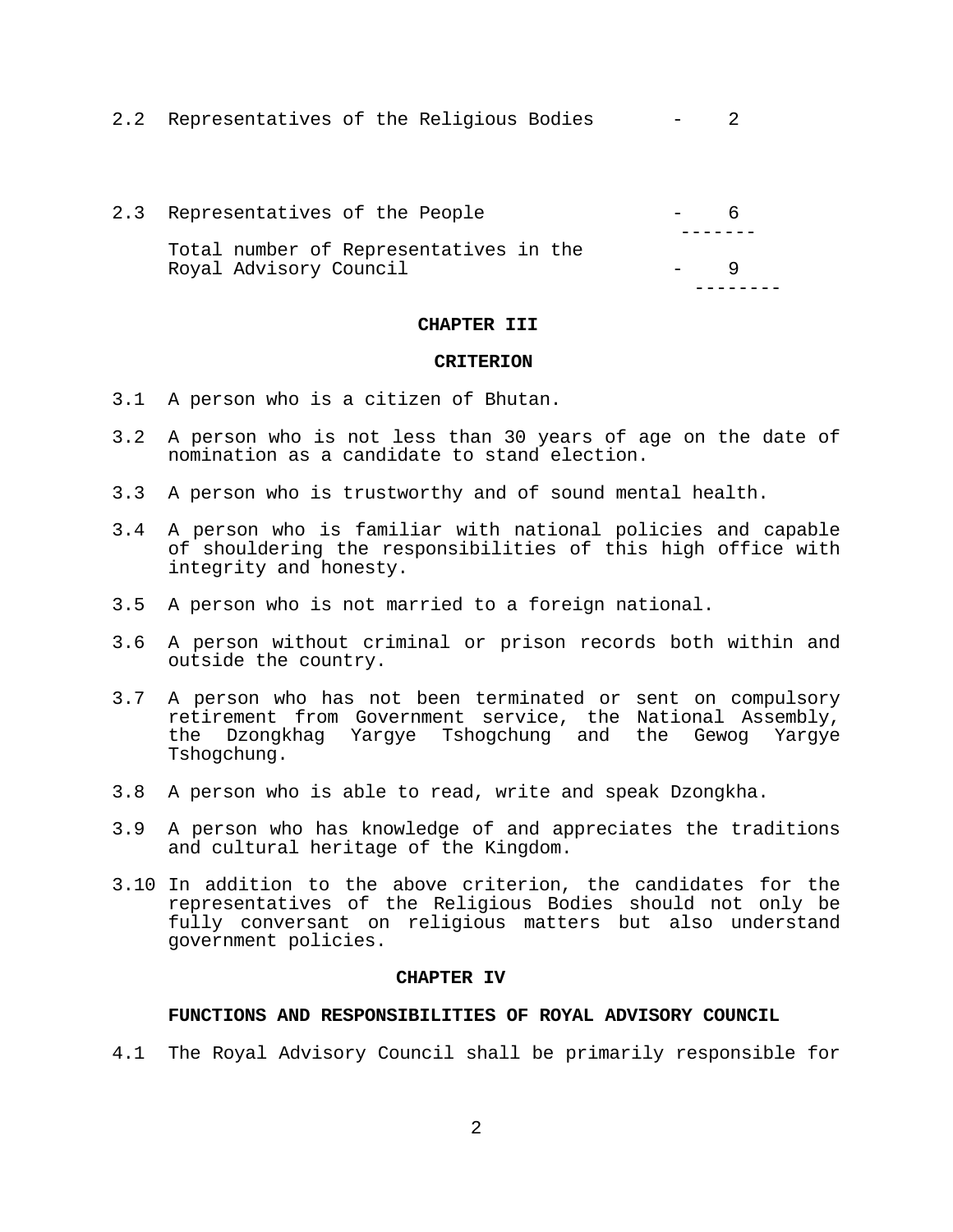2.2 Representatives of the Religious Bodies - 2

2.3 Representatives of the People - 6

-------

Total number of Representatives in the Royal Advisory Council - 9

--------

## CHAPTER III

## CRITERION

3.1 A person who is a citizen of Bhutan.

3.2 A person who is not less than 30 years of age on the date of nomination as a candidate to stand election.

3.3 A person who is trustworthy and of sound mental health.

3.4 A person who is familiar with national policies and capable of shouldering the responsibilities of this high office with integrity and honesty.

3.5 A person who is not married to a foreign national.

3.6 A person without criminal or prison records both within and outside the country.

3.7 A person who has not been terminated or sent on compulsory retirement from Government service, the National Assembly, the Dzongkhag Yargye Tshogchung and the Gewog Yargye Tshogchung.

3.8 A person who is able to read, write and speak Dzongkha.

3.9 A person who has knowledge of and appreciates the traditions and cultural heritage of the Kingdom.

3.10 In addition to the above criterion, the candidates for the representatives of the Religious Bodies should not only be fully conversant on religious matters but also understand government policies.

## CHAPTER IV

## FUNCTIONS AND RESPONSIBILITIES OF ROYAL ADVISORY COUNCIL

4.1 The Royal Advisory Council shall be primarily responsible for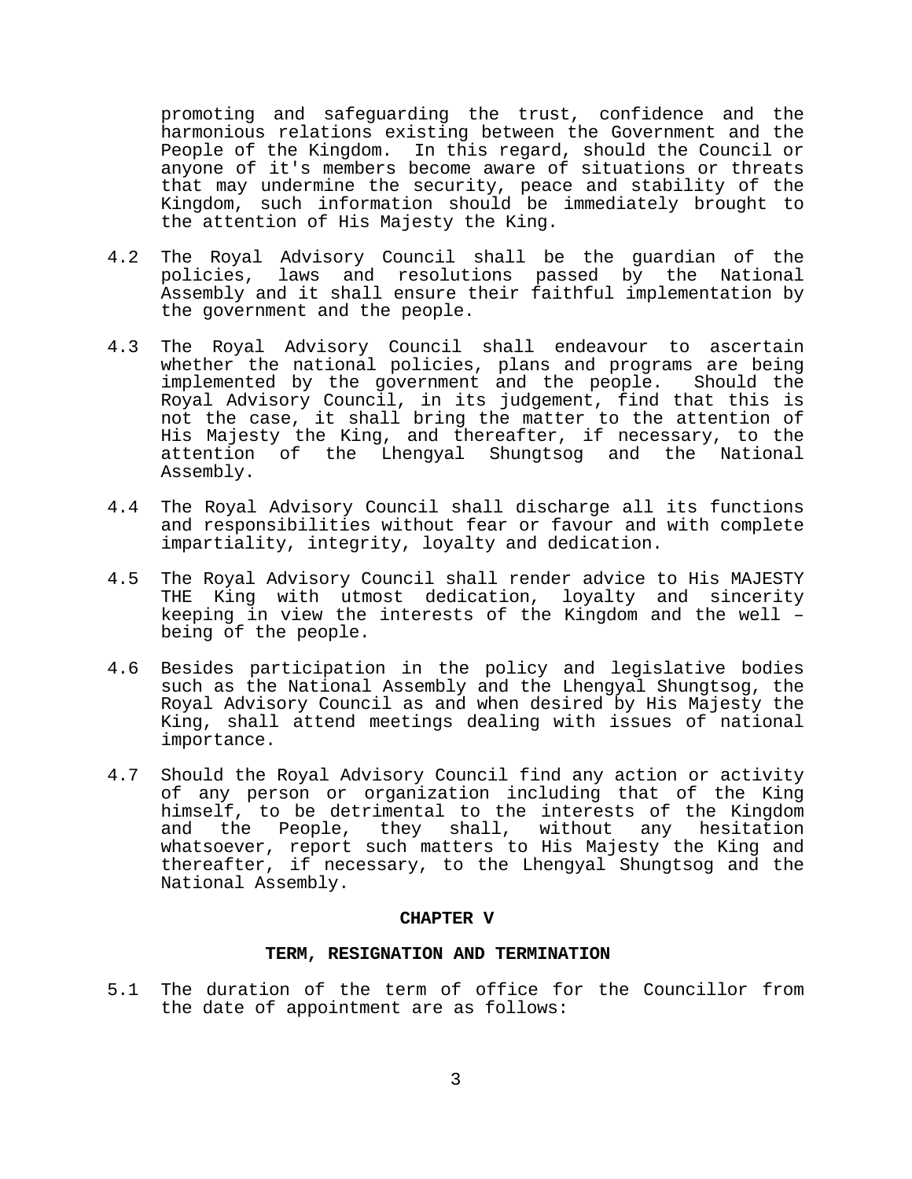promoting and safeguarding the trust, confidence and the harmonious relations existing between the Government and the People of the Kingdom. In this regard, should the Council or anyone of it's members become aware of situations or threats that may undermine the security, peace and stability of the Kingdom, such information should be immediately brought to the attention of His Majesty the King.

4.2 The Royal Advisory Council shall be the guardian of the policies, laws and resolutions passed by the National Assembly and it shall ensure their faithful implementation by the government and the people.

4.3 The Royal Advisory Council shall endeavour to ascertain whether the national policies, plans and programs are being implemented by the government and the people. Should the Royal Advisory Council, in its judgement, find that this is not the case, it shall bring the matter to the attention of His Majesty the King, and thereafter, if necessary, to the attention of the Lhengyal Shungtsog and the National Assembly.

4.4 The Royal Advisory Council shall discharge all its functions and responsibilities without fear or favour and with complete impartiality, integrity, loyalty and dedication.

4.5 The Royal Advisory Council shall render advice to His MAJESTY THE King with utmost dedication, loyalty and sincerity keeping in view the interests of the Kingdom and the well – being of the people.

4.6 Besides participation in the policy and legislative bodies such as the National Assembly and the Lhengyal Shungtsog, the Royal Advisory Council as and when desired by His Majesty the King, shall attend meetings dealing with issues of national importance.

4.7 Should the Royal Advisory Council find any action or activity of any person or organization including that of the King himself, to be detrimental to the interests of the Kingdom and the People, they shall, without any hesitation whatsoever, report such matters to His Majesty the King and thereafter, if necessary, to the Lhengyal Shungtsog and the National Assembly.

## CHAPTER V

## TERM, RESIGNATION AND TERMINATION

5.1 The duration of the term of office for the Councillor from the date of appointment are as follows: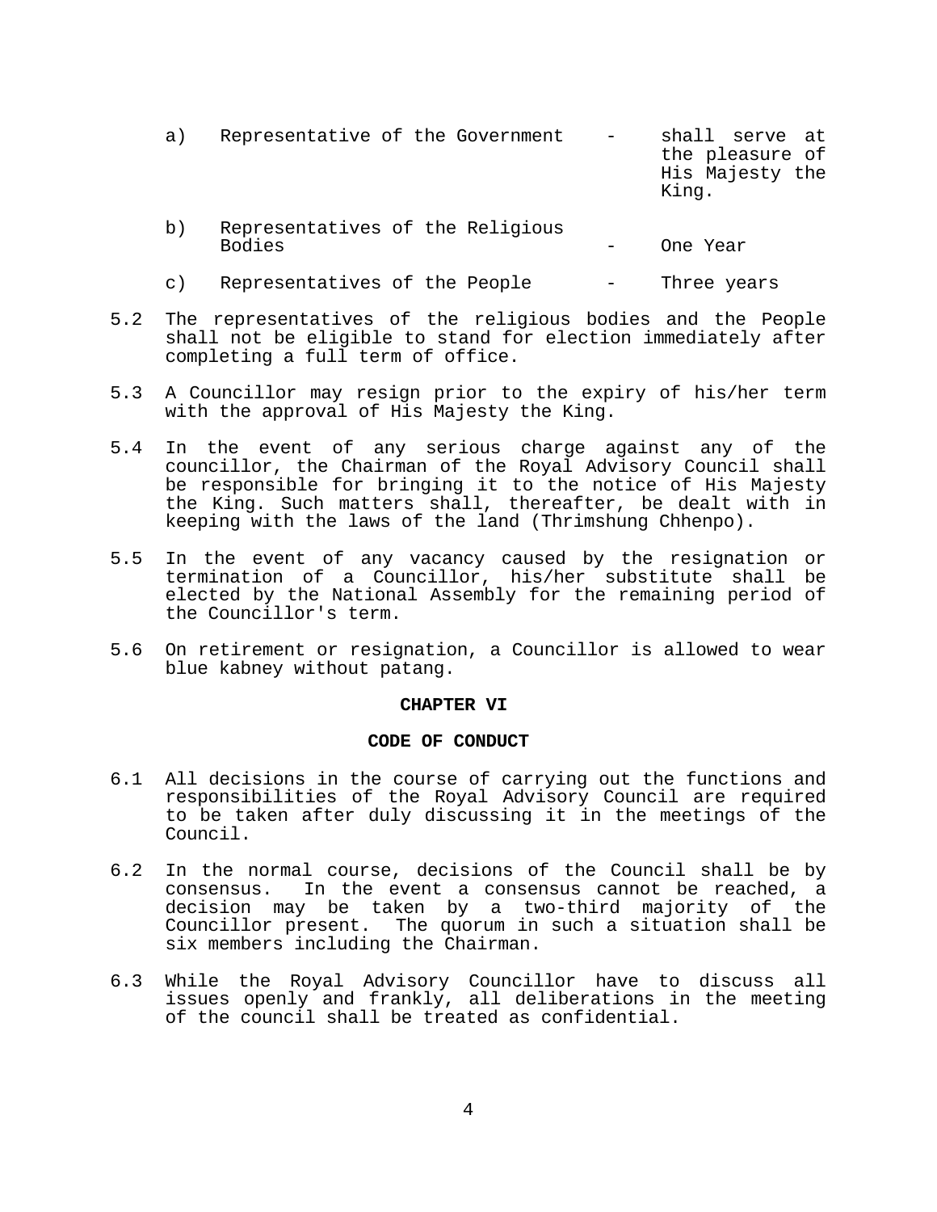a) Representative of the Government - shall serve at the pleasure of His Majesty the King.

b) Representatives of the Religious Bodies - One Year

c) Representatives of the People - Three years

5.2 The representatives of the religious bodies and the People shall not be eligible to stand for election immediately after completing a full term of office.

5.3 A Councillor may resign prior to the expiry of his/her term with the approval of His Majesty the King.

5.4 In the event of any serious charge against any of the councillor, the Chairman of the Royal Advisory Council shall be responsible for bringing it to the notice of His Majesty the King. Such matters shall, thereafter, be dealt with in keeping with the laws of the land (Thrimshung Chhenpo).

5.5 In the event of any vacancy caused by the resignation or termination of a Councillor, his/her substitute shall be elected by the National Assembly for the remaining period of the Councillor's term.

5.6 On retirement or resignation, a Councillor is allowed to wear blue kabney without patang.

## CHAPTER VI

## CODE OF CONDUCT

6.1 All decisions in the course of carrying out the functions and responsibilities of the Royal Advisory Council are required to be taken after duly discussing it in the meetings of the Council.

6.2 In the normal course, decisions of the Council shall be by consensus. In the event a consensus cannot be reached, a decision may be taken by a two-third majority of the Councillor present. The quorum in such a situation shall be six members including the Chairman.

6.3 While the Royal Advisory Councillor have to discuss all issues openly and frankly, all deliberations in the meeting of the council shall be treated as confidential.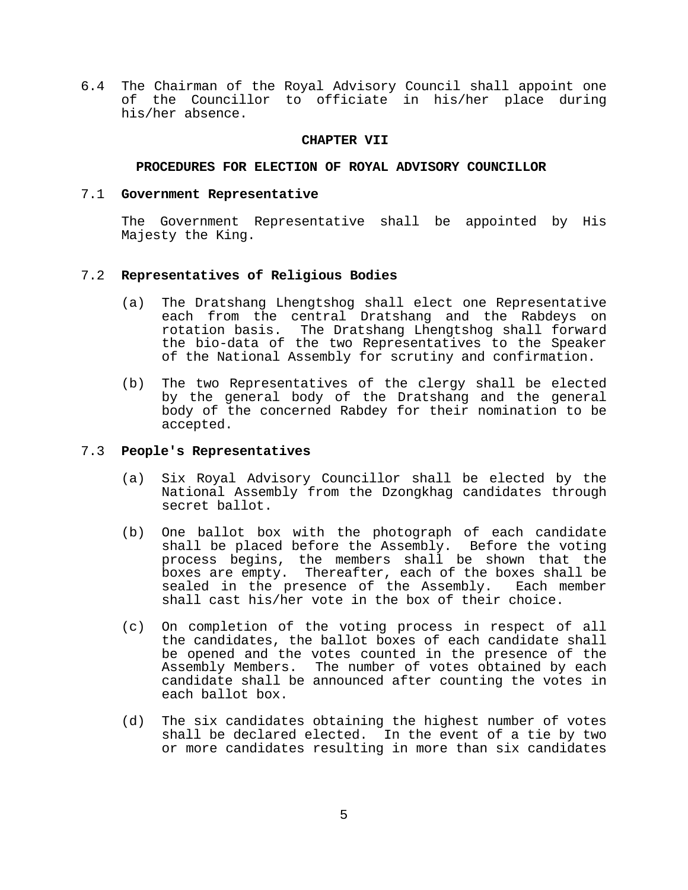6.4 The Chairman of the Royal Advisory Council shall appoint one of the Councillor to officiate in his/her place during his/her absence.

## CHAPTER VII

### PROCEDURES FOR ELECTION OF ROYAL ADVISORY COUNCILLOR

7.1 **Government Representative**

The Government Representative shall be appointed by His Majesty the King.

7.2 **Representatives of Religious Bodies**

(a) The Dratshang Lhengtshog shall elect one Representative each from the central Dratshang and the Rabdeys on rotation basis. The Dratshang Lhengtshog shall forward the bio-data of the two Representatives to the Speaker of the National Assembly for scrutiny and confirmation.

(b) The two Representatives of the clergy shall be elected by the general body of the Dratshang and the general body of the concerned Rabdey for their nomination to be accepted.

7.3 **People's Representatives**

(a) Six Royal Advisory Councillor shall be elected by the National Assembly from the Dzongkhag candidates through secret ballot.

(b) One ballot box with the photograph of each candidate shall be placed before the Assembly. Before the voting process begins, the members shall be shown that the boxes are empty. Thereafter, each of the boxes shall be sealed in the presence of the Assembly. Each member shall cast his/her vote in the box of their choice.

(c) On completion of the voting process in respect of all the candidates, the ballot boxes of each candidate shall be opened and the votes counted in the presence of the Assembly Members. The number of votes obtained by each candidate shall be announced after counting the votes in each ballot box.

(d) The six candidates obtaining the highest number of votes shall be declared elected. In the event of a tie by two or more candidates resulting in more than six candidates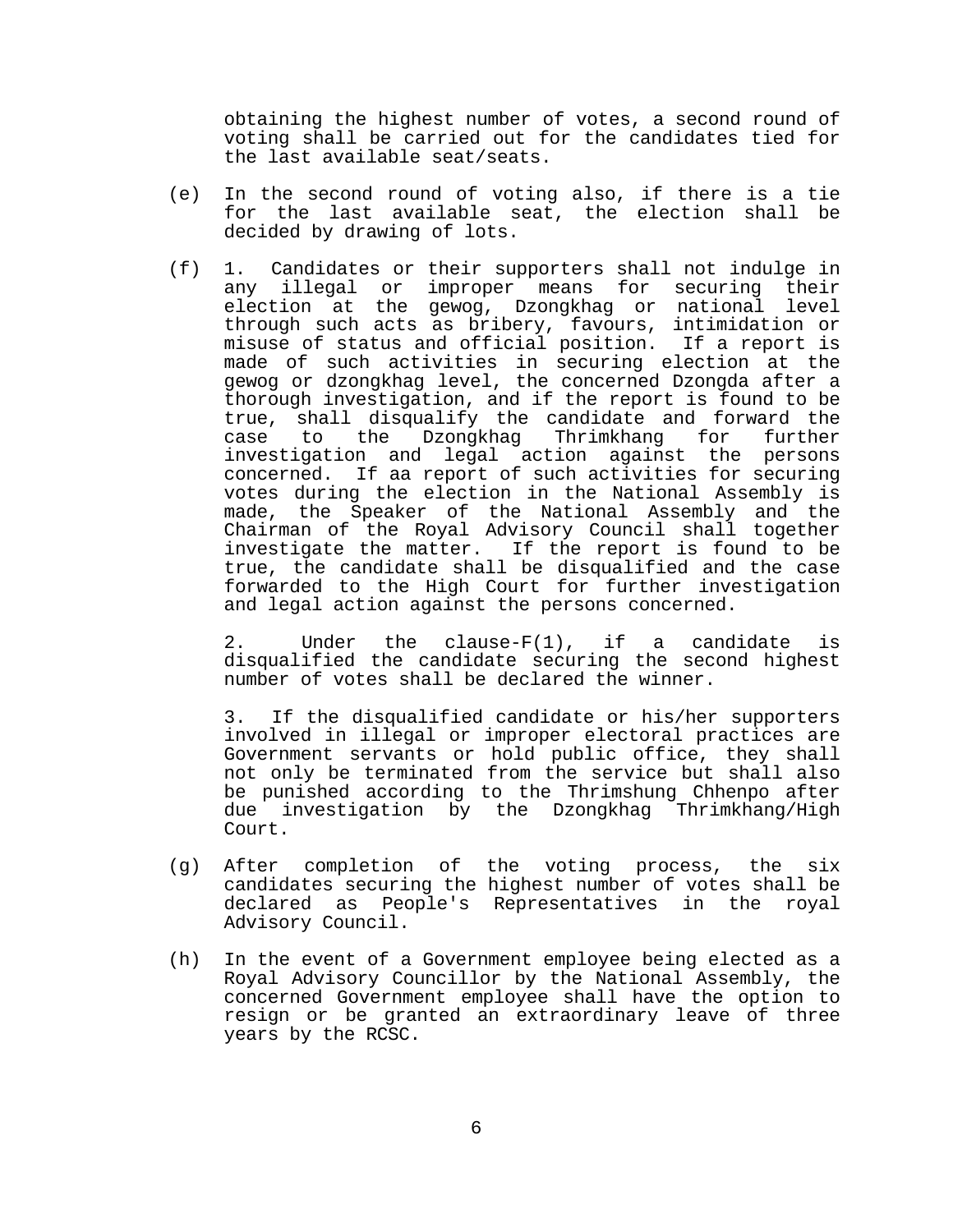obtaining the highest number of votes, a second round of voting shall be carried out for the candidates tied for the last available seat/seats.

(e) In the second round of voting also, if there is a tie for the last available seat, the election shall be decided by drawing of lots.

(f) 1. Candidates or their supporters shall not indulge in any illegal or improper means for securing their election at the gewog, Dzongkhag or national level through such acts as bribery, favours, intimidation or misuse of status and official position. If a report is made of such activities in securing election at the gewog or dzongkhag level, the concerned Dzongda after a thorough investigation, and if the report is found to be true, shall disqualify the candidate and forward the case to the Dzongkhag Thrimkhang for further investigation and legal action against the persons concerned. If aa report of such activities for securing votes during the election in the National Assembly is made, the Speaker of the National Assembly and the Chairman of the Royal Advisory Council shall together investigate the matter. If the report is found to be true, the candidate shall be disqualified and the case forwarded to the High Court for further investigation and legal action against the persons concerned.

    2. Under the clause-F(1), if a candidate is disqualified the candidate securing the second highest number of votes shall be declared the winner.

    3. If the disqualified candidate or his/her supporters involved in illegal or improper electoral practices are Government servants or hold public office, they shall not only be terminated from the service but shall also be punished according to the Thrimshung Chhenpo after due investigation by the Dzongkhag Thrimkhang/High Court.

(g) After completion of the voting process, the six candidates securing the highest number of votes shall be declared as People's Representatives in the royal Advisory Council.

(h) In the event of a Government employee being elected as a Royal Advisory Councillor by the National Assembly, the concerned Government employee shall have the option to resign or be granted an extraordinary leave of three years by the RCSC.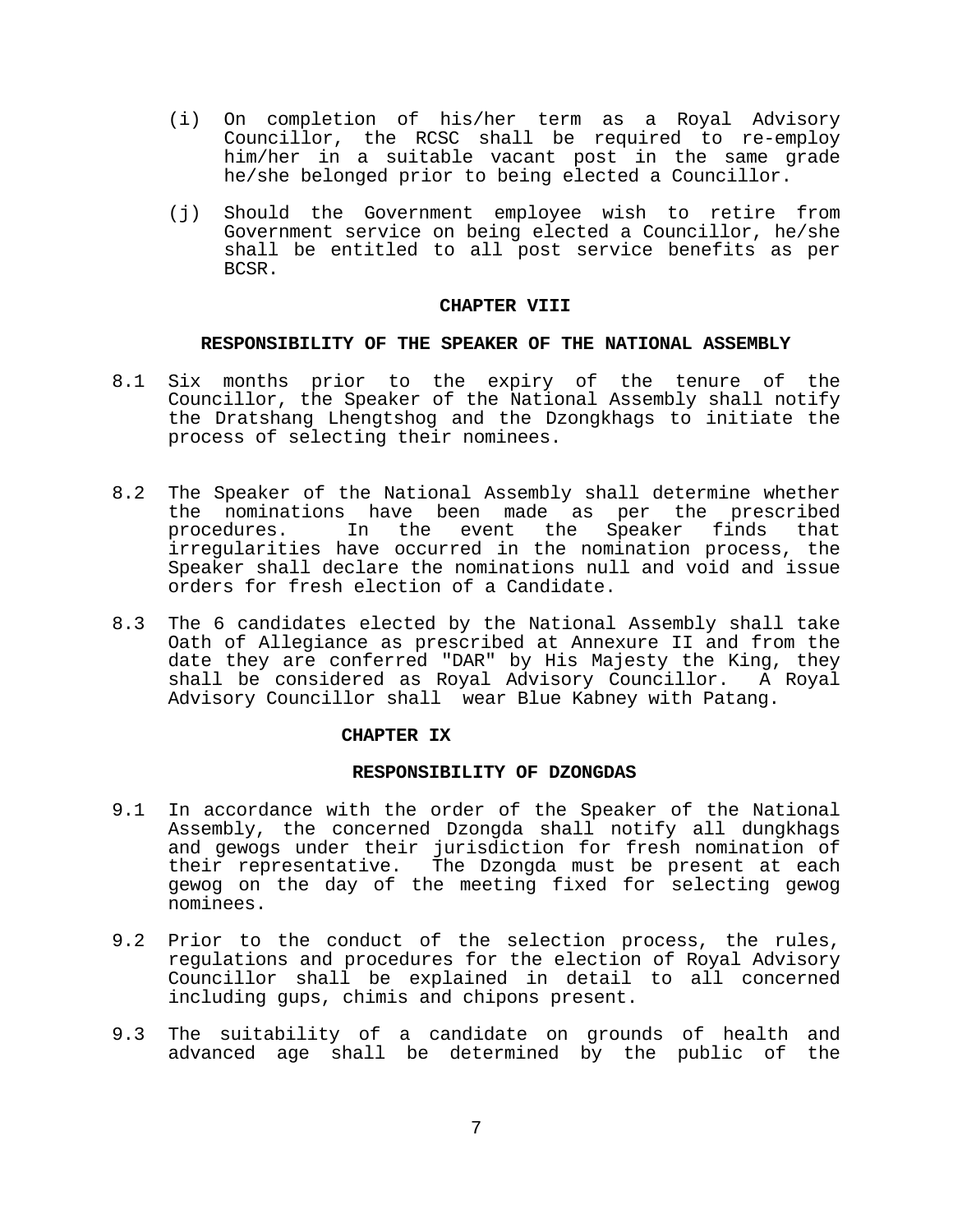(i) On completion of his/her term as a Royal Advisory Councillor, the RCSC shall be required to re-employ him/her in a suitable vacant post in the same grade he/she belonged prior to being elected a Councillor.

(j) Should the Government employee wish to retire from Government service on being elected a Councillor, he/she shall be entitled to all post service benefits as per BCSR.

## CHAPTER VIII

### RESPONSIBILITY OF THE SPEAKER OF THE NATIONAL ASSEMBLY

8.1 Six months prior to the expiry of the tenure of the Councillor, the Speaker of the National Assembly shall notify the Dratshang Lhengtshog and the Dzongkhags to initiate the process of selecting their nominees.

8.2 The Speaker of the National Assembly shall determine whether the nominations have been made as per the prescribed procedures. In the event the Speaker finds that irregularities have occurred in the nomination process, the Speaker shall declare the nominations null and void and issue orders for fresh election of a Candidate.

8.3 The 6 candidates elected by the National Assembly shall take Oath of Allegiance as prescribed at Annexure II and from the date they are conferred "DAR" by His Majesty the King, they shall be considered as Royal Advisory Councillor. A Royal Advisory Councillor shall wear Blue Kabney with Patang.

## CHAPTER IX

### RESPONSIBILITY OF DZONGDAS

9.1 In accordance with the order of the Speaker of the National Assembly, the concerned Dzongda shall notify all dungkhags and gewogs under their jurisdiction for fresh nomination of their representative. The Dzongda must be present at each gewog on the day of the meeting fixed for selecting gewog nominees.

9.2 Prior to the conduct of the selection process, the rules, regulations and procedures for the election of Royal Advisory Councillor shall be explained in detail to all concerned including gups, chimis and chipons present.

9.3 The suitability of a candidate on grounds of health and advanced age shall be determined by the public of the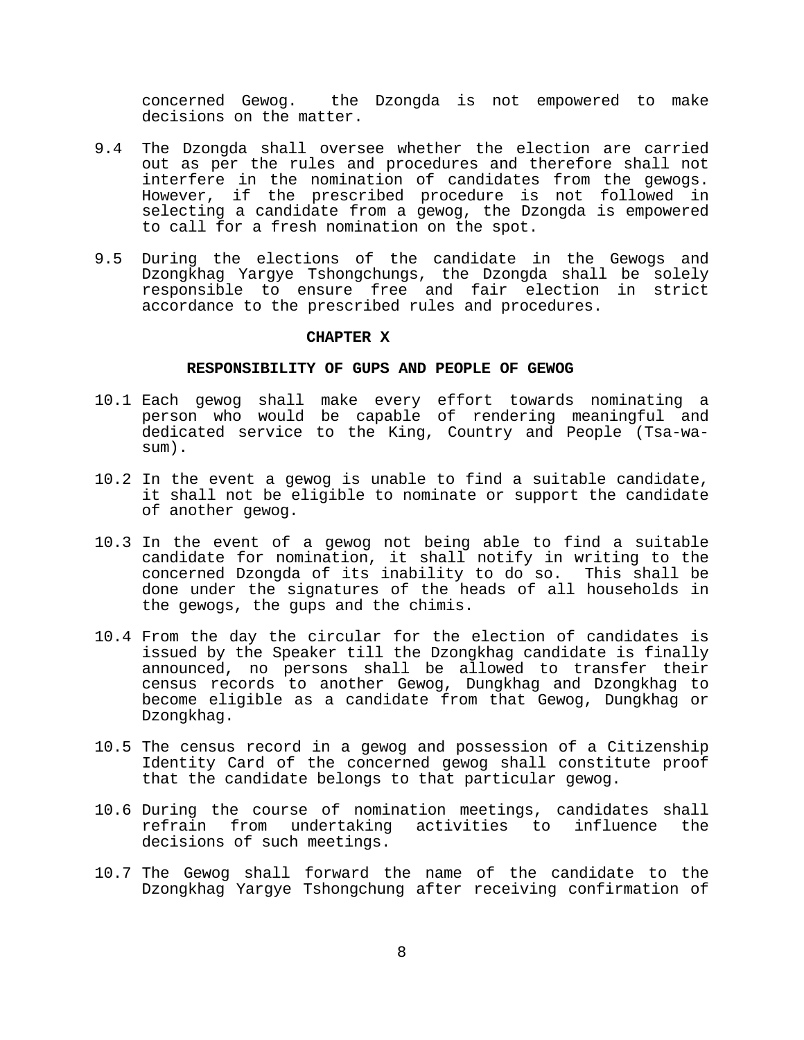concerned Gewog. the Dzongda is not empowered to make decisions on the matter.

9.4 The Dzongda shall oversee whether the election are carried out as per the rules and procedures and therefore shall not interfere in the nomination of candidates from the gewogs. However, if the prescribed procedure is not followed in selecting a candidate from a gewog, the Dzongda is empowered to call for a fresh nomination on the spot.

9.5 During the elections of the candidate in the Gewogs and Dzongkhag Yargye Tshongchungs, the Dzongda shall be solely responsible to ensure free and fair election in strict accordance to the prescribed rules and procedures.

## CHAPTER X

### RESPONSIBILITY OF GUPS AND PEOPLE OF GEWOG

10.1 Each gewog shall make every effort towards nominating a person who would be capable of rendering meaningful and dedicated service to the King, Country and People (Tsa-wa-sum).

10.2 In the event a gewog is unable to find a suitable candidate, it shall not be eligible to nominate or support the candidate of another gewog.

10.3 In the event of a gewog not being able to find a suitable candidate for nomination, it shall notify in writing to the concerned Dzongda of its inability to do so. This shall be done under the signatures of the heads of all households in the gewogs, the gups and the chimis.

10.4 From the day the circular for the election of candidates is issued by the Speaker till the Dzongkhag candidate is finally announced, no persons shall be allowed to transfer their census records to another Gewog, Dungkhag and Dzongkhag to become eligible as a candidate from that Gewog, Dungkhag or Dzongkhag.

10.5 The census record in a gewog and possession of a Citizenship Identity Card of the concerned gewog shall constitute proof that the candidate belongs to that particular gewog.

10.6 During the course of nomination meetings, candidates shall refrain from undertaking activities to influence the decisions of such meetings.

10.7 The Gewog shall forward the name of the candidate to the Dzongkhag Yargye Tshongchung after receiving confirmation of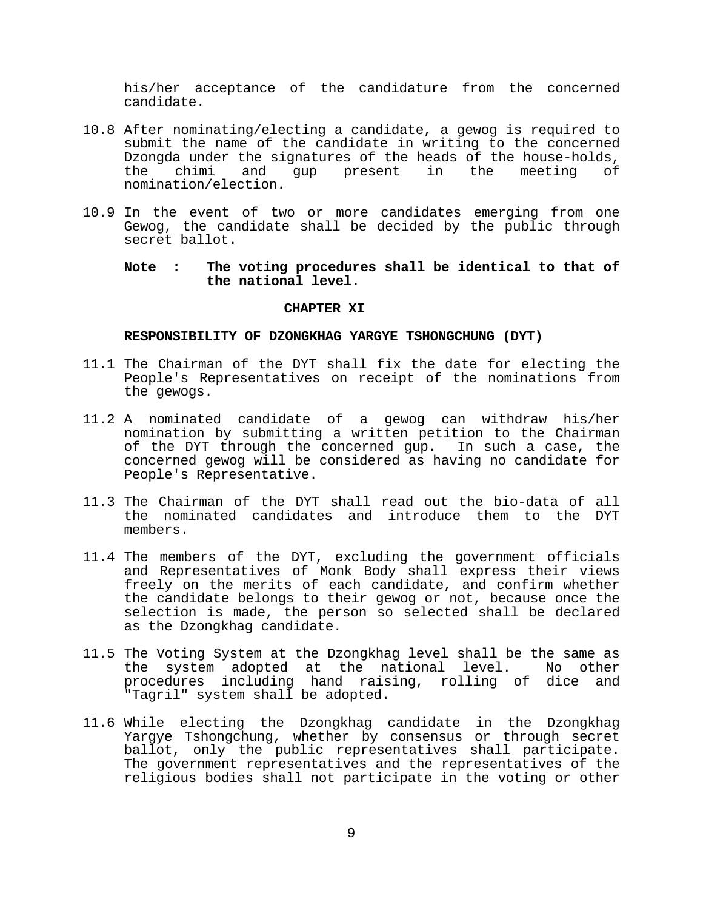his/her acceptance of the candidature from the concerned candidate.

10.8 After nominating/electing a candidate, a gewog is required to submit the name of the candidate in writing to the concerned Dzongda under the signatures of the heads of the house-holds, the chimi and gup present in the meeting of nomination/election.

10.9 In the event of two or more candidates emerging from one Gewog, the candidate shall be decided by the public through secret ballot.

**Note : The voting procedures shall be identical to that of the national level.**

## CHAPTER XI

## RESPONSIBILITY OF DZONGKHAG YARGYE TSHONGCHUNG (DYT)

11.1 The Chairman of the DYT shall fix the date for electing the People's Representatives on receipt of the nominations from the gewogs.

11.2 A nominated candidate of a gewog can withdraw his/her nomination by submitting a written petition to the Chairman of the DYT through the concerned gup. In such a case, the concerned gewog will be considered as having no candidate for People's Representative.

11.3 The Chairman of the DYT shall read out the bio-data of all the nominated candidates and introduce them to the DYT members.

11.4 The members of the DYT, excluding the government officials and Representatives of Monk Body shall express their views freely on the merits of each candidate, and confirm whether the candidate belongs to their gewog or not, because once the selection is made, the person so selected shall be declared as the Dzongkhag candidate.

11.5 The Voting System at the Dzongkhag level shall be the same as the system adopted at the national level. No other procedures including hand raising, rolling of dice and "Tagril" system shall be adopted.

11.6 While electing the Dzongkhag candidate in the Dzongkhag Yargye Tshongchung, whether by consensus or through secret ballot, only the public representatives shall participate. The government representatives and the representatives of the religious bodies shall not participate in the voting or other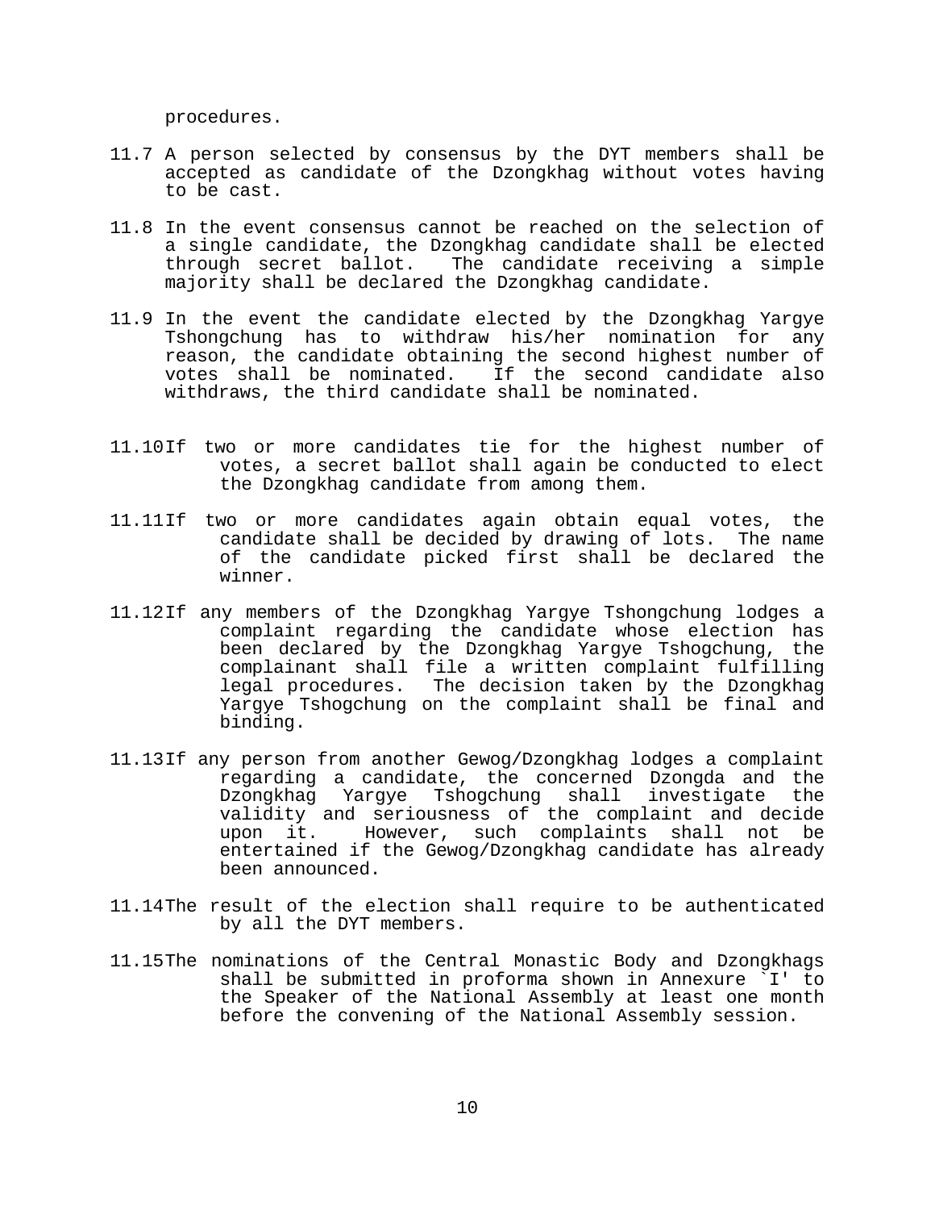procedures.

11.7 A person selected by consensus by the DYT members shall be accepted as candidate of the Dzongkhag without votes having to be cast.

11.8 In the event consensus cannot be reached on the selection of a single candidate, the Dzongkhag candidate shall be elected through secret ballot. The candidate receiving a simple majority shall be declared the Dzongkhag candidate.

11.9 In the event the candidate elected by the Dzongkhag Yargye Tshongchung has to withdraw his/her nomination for any reason, the candidate obtaining the second highest number of votes shall be nominated. If the second candidate also withdraws, the third candidate shall be nominated.

11.10 If two or more candidates tie for the highest number of votes, a secret ballot shall again be conducted to elect the Dzongkhag candidate from among them.

11.11 If two or more candidates again obtain equal votes, the candidate shall be decided by drawing of lots. The name of the candidate picked first shall be declared the winner.

11.12 If any members of the Dzongkhag Yargye Tshongchung lodges a complaint regarding the candidate whose election has been declared by the Dzongkhag Yargye Tshogchung, the complainant shall file a written complaint fulfilling legal procedures. The decision taken by the Dzongkhag Yargye Tshogchung on the complaint shall be final and binding.

11.13 If any person from another Gewog/Dzongkhag lodges a complaint regarding a candidate, the concerned Dzongda and the Dzongkhag Yargye Tshogchung shall investigate the validity and seriousness of the complaint and decide upon it. However, such complaints shall not be entertained if the Gewog/Dzongkhag candidate has already been announced.

11.14 The result of the election shall require to be authenticated by all the DYT members.

11.15 The nominations of the Central Monastic Body and Dzongkhags shall be submitted in proforma shown in Annexure `I' to the Speaker of the National Assembly at least one month before the convening of the National Assembly session.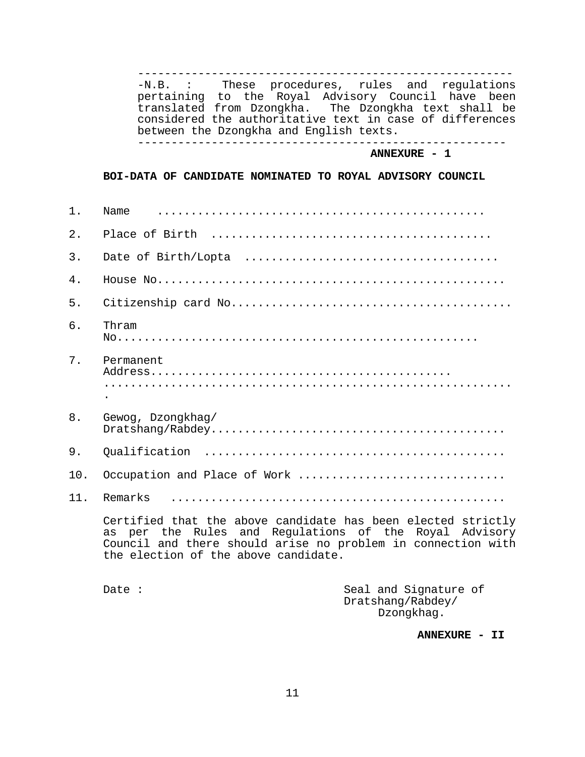---

-N.B. : These procedures, rules and regulations pertaining to the Royal Advisory Council have been translated from Dzongkha. The Dzongkha text shall be considered the authoritative text in case of differences between the Dzongkha and English texts.

---

**ANNEXURE - 1**

**BOI-DATA OF CANDIDATE NOMINATED TO ROYAL ADVISORY COUNCIL**

1. Name ................................................
2. Place of Birth ........................................
3. Date of Birth/Lopta ....................................
4. House No.................................................
5. Citizenship card No.........................................
6. Thram No.....................................................
7. Permanent Address...........................................
   .........................................................
8. Gewog, Dzongkhag/ Dratshang/Rabdey..........................................
9. Qualification ...........................................
10. Occupation and Place of Work .............................
11. Remarks ................................................

Certified that the above candidate has been elected strictly as per the Rules and Regulations of the Royal Advisory Council and there should arise no problem in connection with the election of the above candidate.

Date :

Seal and Signature of Dratshang/Rabdey/ Dzongkhag.

**ANNEXURE - II**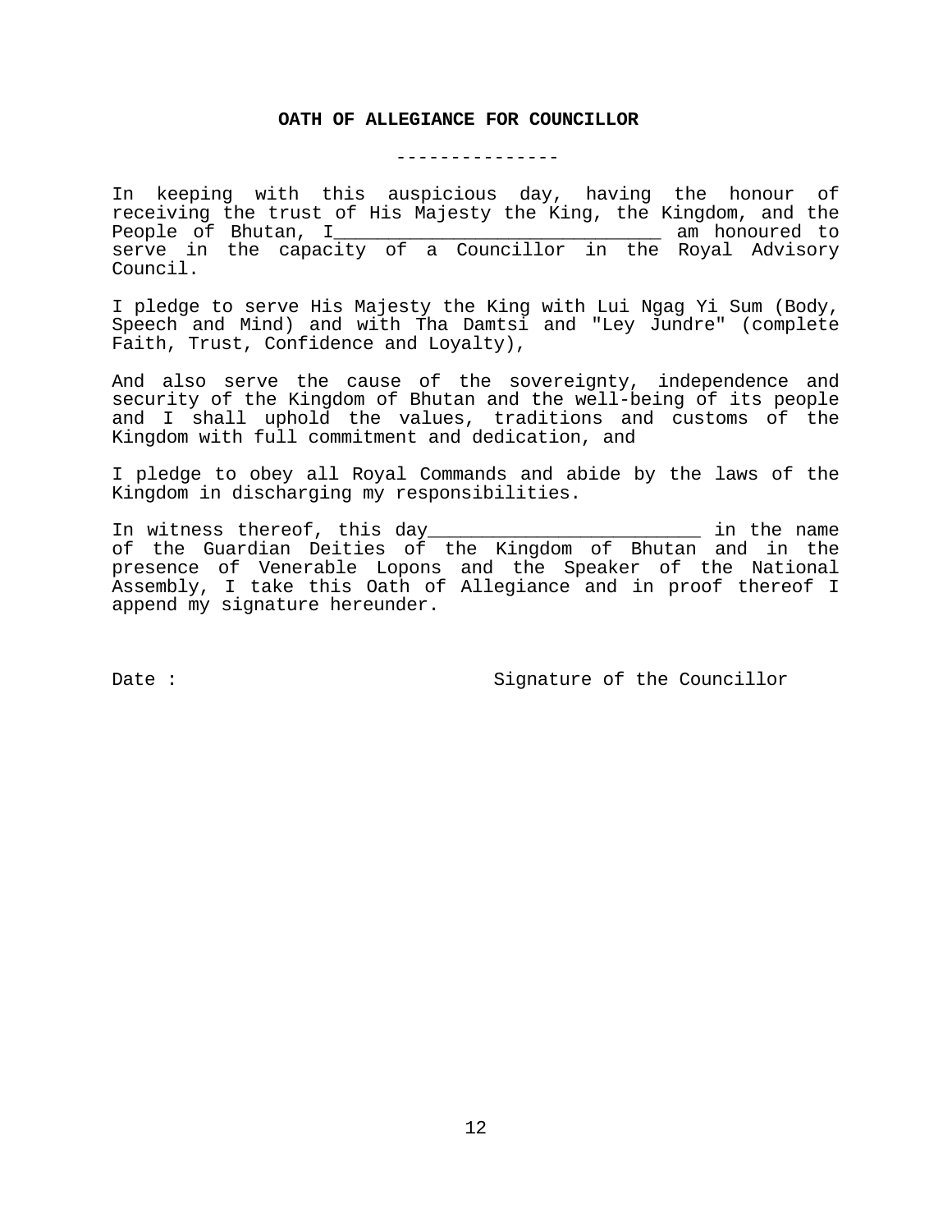**OATH OF ALLEGIANCE FOR COUNCILLOR**

---------------

In keeping with this auspicious day, having the honour of receiving the trust of His Majesty the King, the Kingdom, and the People of Bhutan, I_____________________________ am honoured to serve in the capacity of a Councillor in the Royal Advisory Council.

I pledge to serve His Majesty the King with Lui Ngag Yi Sum (Body, Speech and Mind) and with Tha Damtsi and "Ley Jundre" (complete Faith, Trust, Confidence and Loyalty),

And also serve the cause of the sovereignty, independence and security of the Kingdom of Bhutan and the well-being of its people and I shall uphold the values, traditions and customs of the Kingdom with full commitment and dedication, and

I pledge to obey all Royal Commands and abide by the laws of the Kingdom in discharging my responsibilities.

In witness thereof, this day________________________ in the name of the Guardian Deities of the Kingdom of Bhutan and in the presence of Venerable Lopons and the Speaker of the National Assembly, I take this Oath of Allegiance and in proof thereof I append my signature hereunder.

Date : Signature of the Councillor